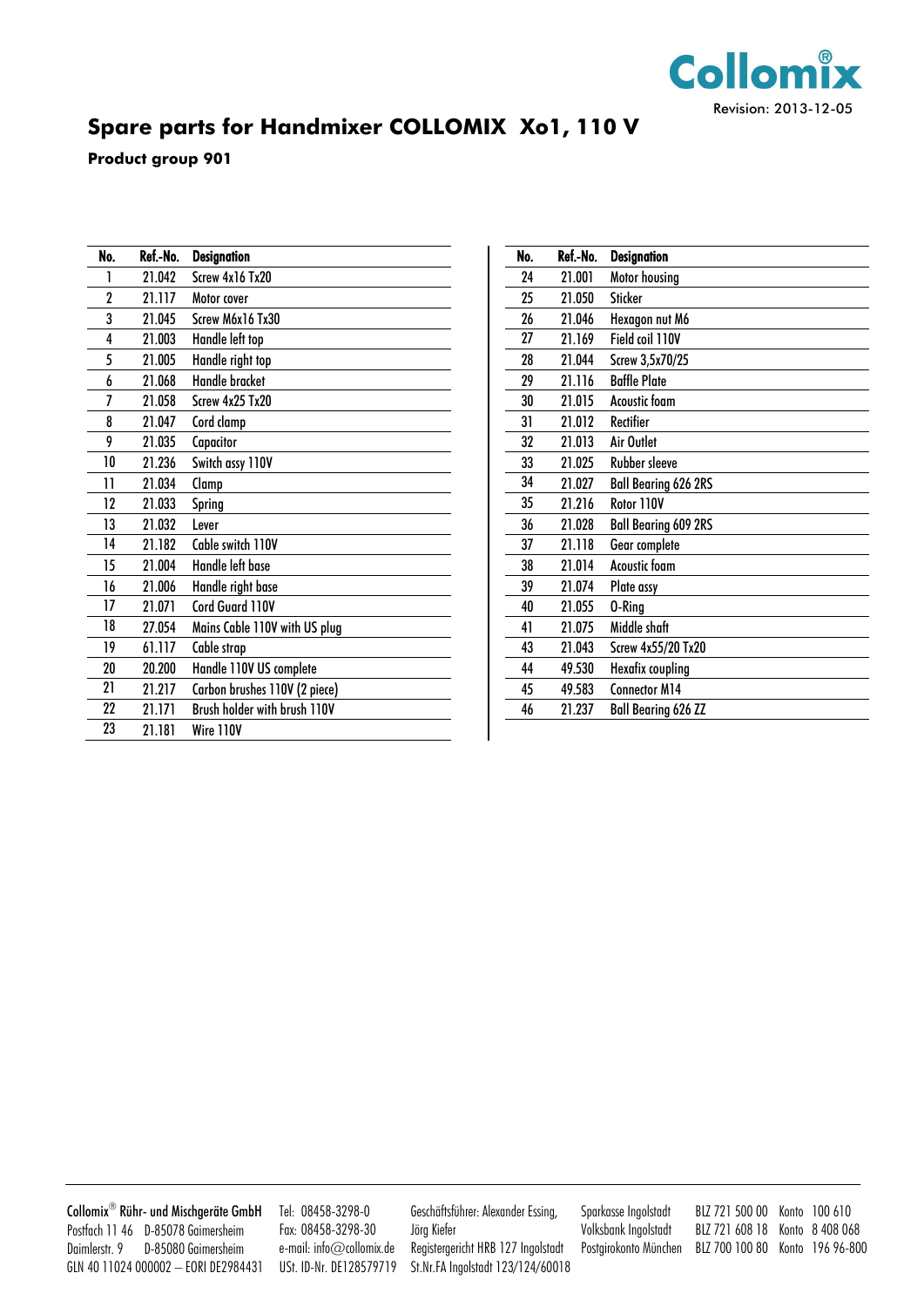Collomix®

Revision: 2013-12-05

# Spare parts for Handmixer COLLOMIX Xo1, 110 V

**Product group 901**

| No. | Ref.-No. | Designation |
|---|---|---|
| 1 | 21.042 | Screw 4x16 Tx20 |
| 2 | 21.117 | Motor cover |
| 3 | 21.045 | Screw M6x16 Tx30 |
| 4 | 21.003 | Handle left top |
| 5 | 21.005 | Handle right top |
| 6 | 21.068 | Handle bracket |
| 7 | 21.058 | Screw 4x25 Tx20 |
| 8 | 21.047 | Cord clamp |
| 9 | 21.035 | Capacitor |
| 10 | 21.236 | Switch assy 110V |
| 11 | 21.034 | Clamp |
| 12 | 21.033 | Spring |
| 13 | 21.032 | Lever |
| 14 | 21.182 | Cable switch 110V |
| 15 | 21.004 | Handle left base |
| 16 | 21.006 | Handle right base |
| 17 | 21.071 | Cord Guard 110V |
| 18 | 27.054 | Mains Cable 110V with US plug |
| 19 | 61.117 | Cable strap |
| 20 | 20.200 | Handle 110V US complete |
| 21 | 21.217 | Carbon brushes 110V (2 piece) |
| 22 | 21.171 | Brush holder with brush 110V |
| 23 | 21.181 | Wire 110V |
| 24 | 21.001 | Motor housing |
| 25 | 21.050 | Sticker |
| 26 | 21.046 | Hexagon nut M6 |
| 27 | 21.169 | Field coil 110V |
| 28 | 21.044 | Screw 3,5x70/25 |
| 29 | 21.116 | Baffle Plate |
| 30 | 21.015 | Acoustic foam |
| 31 | 21.012 | Rectifier |
| 32 | 21.013 | Air Outlet |
| 33 | 21.025 | Rubber sleeve |
| 34 | 21.027 | Ball Bearing 626 2RS |
| 35 | 21.216 | Rotor 110V |
| 36 | 21.028 | Ball Bearing 609 2RS |
| 37 | 21.118 | Gear complete |
| 38 | 21.014 | Acoustic foam |
| 39 | 21.074 | Plate assy |
| 40 | 21.055 | O-Ring |
| 41 | 21.075 | Middle shaft |
| 43 | 21.043 | Screw 4x55/20 Tx20 |
| 44 | 49.530 | Hexafix coupling |
| 45 | 49.583 | Connector M14 |
| 46 | 21.237 | Ball Bearing 626 ZZ |

Collomix® Rühr- und Mischgeräte GmbH
Postfach 11 46 D-85078 Gaimersheim
Daimlerstr. 9 D-85080 Gaimersheim
GLN 40 11024 000002 – EORI DE2984431

Tel: 08458-3298-0
Fax: 08458-3298-30
e-mail: info@collomix.de
USt. ID-Nr. DE128579719

Geschäftsführer: Alexander Essing, Jörg Kiefer
Registergericht HRB 127 Ingolstadt
St.Nr.FA Ingolstadt 123/124/60018

Sparkasse Ingolstadt BLZ 721 500 00 Konto 100 610
Volksbank Ingolstadt BLZ 721 608 18 Konto 8 408 068
Postgirokonto München BLZ 700 100 80 Konto 196 96-800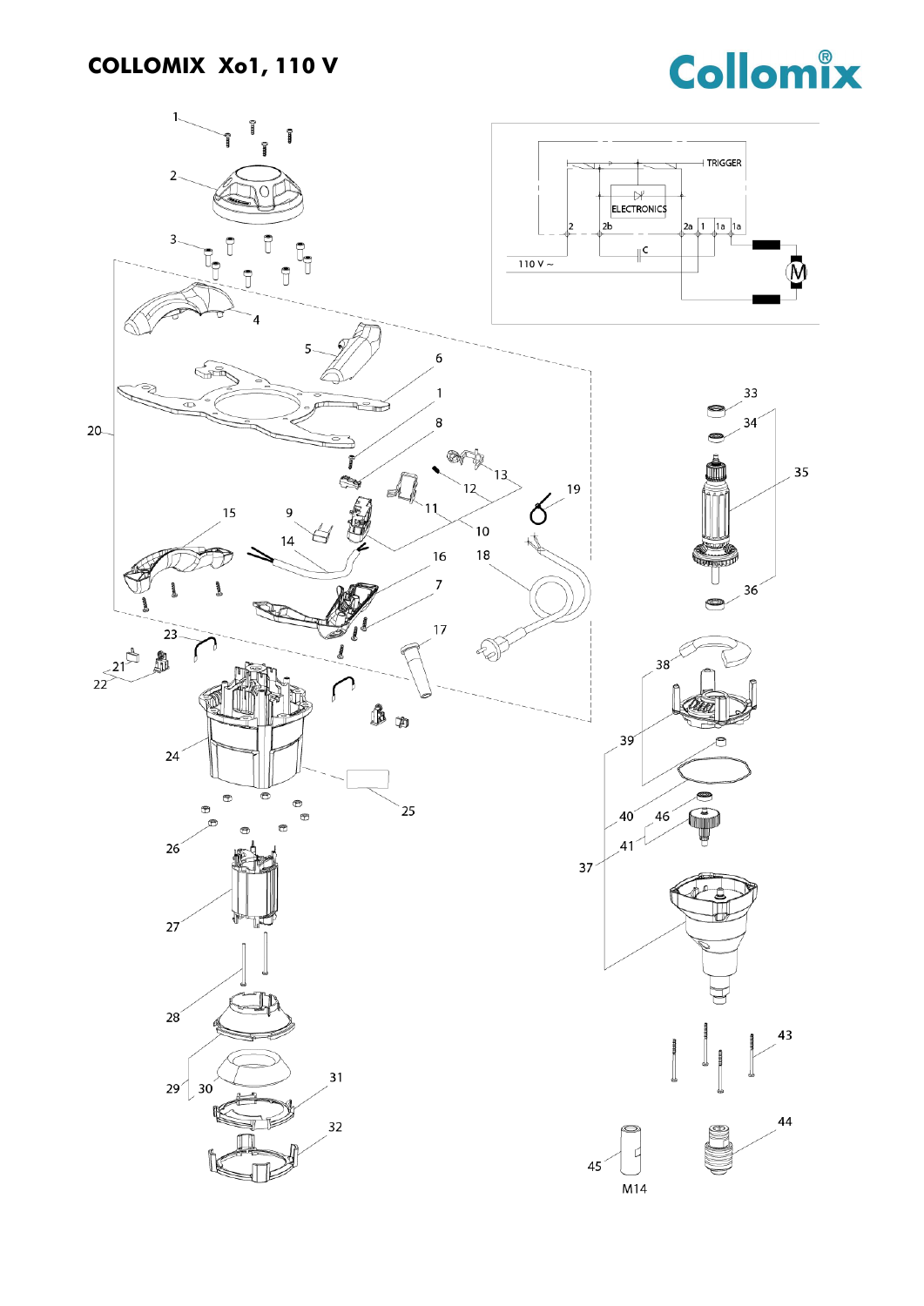# COLLOMIX Xo1, 110 V

Collomix

TRIGGER

ELECTRONICS

2 2b 2a 1 1a 1a

C

110 V ~

M

1
2
3
4
5
6
1
8
12
13
19
20
15
9
11
14
10
16
18
7
17
23
21
22
24
25
26
27
28
29
30
31
32
33
34
35
36
38
39
40
46
41
37
43
44
45
M14